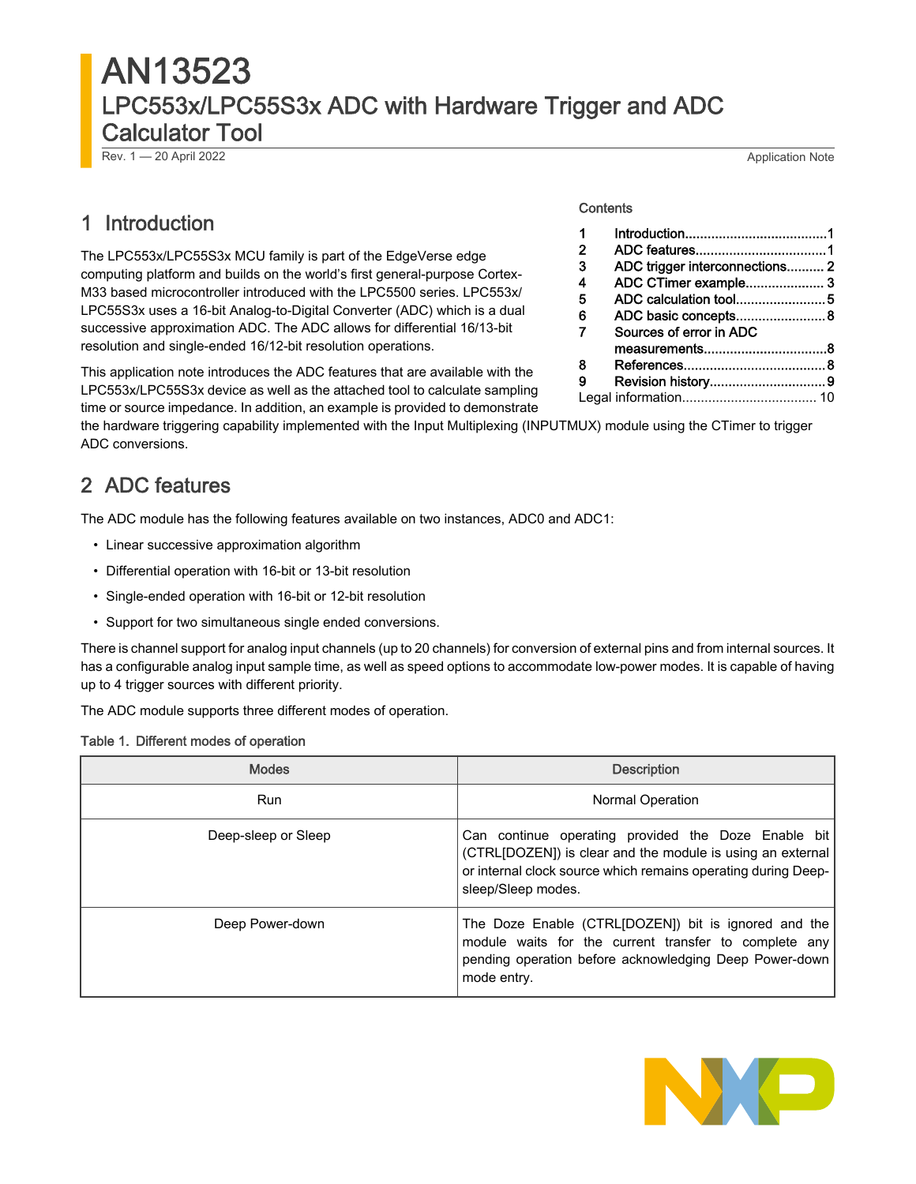# AN13523

## LPC553x/LPC55S3x ADC with Hardware Trigger and ADC Calculator Tool

Rev. 1 — 20 April 2022 Application Note

Contents

| | | |
|---|---|---|
| 1 | Introduction | 1 |
| 2 | ADC features | 1 |
| 3 | ADC trigger interconnections | 2 |
| 4 | ADC CTimer example | 3 |
| 5 | ADC calculation tool | 5 |
| 6 | ADC basic concepts | 8 |
| 7 | Sources of error in ADC measurements | 8 |
| 8 | References | 8 |
| 9 | Revision history | 9 |
| | Legal information | 10 |

## 1 Introduction

The LPC553x/LPC55S3x MCU family is part of the EdgeVerse edge computing platform and builds on the world's first general-purpose Cortex-M33 based microcontroller introduced with the LPC5500 series. LPC553x/LPC55S3x uses a 16-bit Analog-to-Digital Converter (ADC) which is a dual successive approximation ADC. The ADC allows for differential 16/13-bit resolution and single-ended 16/12-bit resolution operations.

This application note introduces the ADC features that are available with the LPC553x/LPC55S3x device as well as the attached tool to calculate sampling time or source impedance. In addition, an example is provided to demonstrate the hardware triggering capability implemented with the Input Multiplexing (INPUTMUX) module using the CTimer to trigger ADC conversions.

## 2 ADC features

The ADC module has the following features available on two instances, ADC0 and ADC1:

- Linear successive approximation algorithm
- Differential operation with 16-bit or 13-bit resolution
- Single-ended operation with 16-bit or 12-bit resolution
- Support for two simultaneous single ended conversions.

There is channel support for analog input channels (up to 20 channels) for conversion of external pins and from internal sources. It has a configurable analog input sample time, as well as speed options to accommodate low-power modes. It is capable of having up to 4 trigger sources with different priority.

The ADC module supports three different modes of operation.

Table 1. Different modes of operation

| Modes | Description |
|---|---|
| Run | Normal Operation |
| Deep-sleep or Sleep | Can continue operating provided the Doze Enable bit (CTRL[DOZEN]) is clear and the module is using an external or internal clock source which remains operating during Deep-sleep/Sleep modes. |
| Deep Power-down | The Doze Enable (CTRL[DOZEN]) bit is ignored and the module waits for the current transfer to complete any pending operation before acknowledging Deep Power-down mode entry. |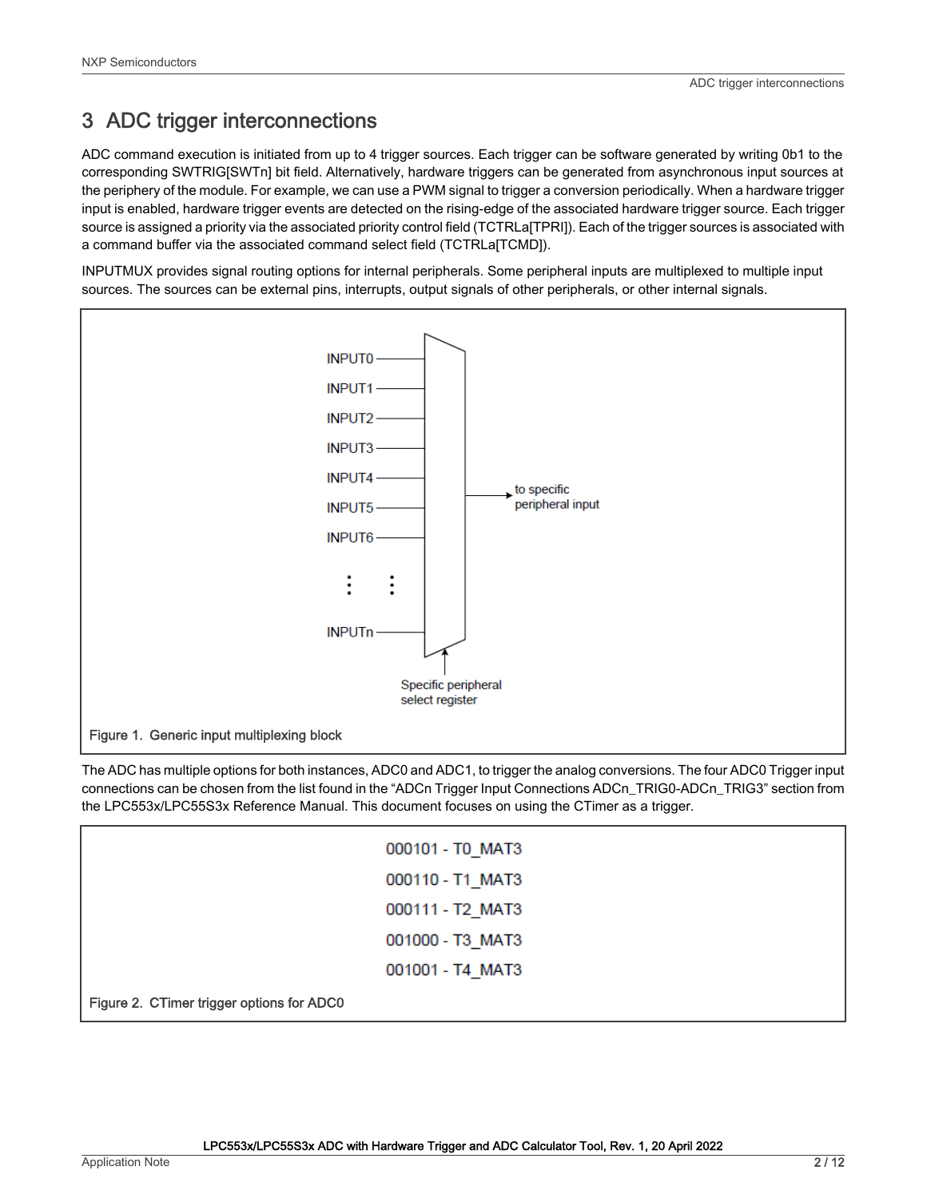# 3 ADC trigger interconnections

ADC command execution is initiated from up to 4 trigger sources. Each trigger can be software generated by writing 0b1 to the corresponding SWTRIG[SWTn] bit field. Alternatively, hardware triggers can be generated from asynchronous input sources at the periphery of the module. For example, we can use a PWM signal to trigger a conversion periodically. When a hardware trigger input is enabled, hardware trigger events are detected on the rising-edge of the associated hardware trigger source. Each trigger source is assigned a priority via the associated priority control field (TCTRLa[TPRI]). Each of the trigger sources is associated with a command buffer via the associated command select field (TCTRLa[TCMD]).

INPUTMUX provides signal routing options for internal peripherals. Some peripheral inputs are multiplexed to multiple input sources. The sources can be external pins, interrupts, output signals of other peripherals, or other internal signals.

INPUT0
INPUT1
INPUT2
INPUT3
INPUT4
INPUT5
INPUT6
INPUTn
to specific peripheral input
Specific peripheral select register

Figure 1. Generic input multiplexing block

The ADC has multiple options for both instances, ADC0 and ADC1, to trigger the analog conversions. The four ADC0 Trigger input connections can be chosen from the list found in the "ADCn Trigger Input Connections ADCn_TRIG0-ADCn_TRIG3" section from the LPC553x/LPC55S3x Reference Manual. This document focuses on using the CTimer as a trigger.

000101 - T0_MAT3
000110 - T1_MAT3
000111 - T2_MAT3
001000 - T3_MAT3
001001 - T4_MAT3

Figure 2. CTimer trigger options for ADC0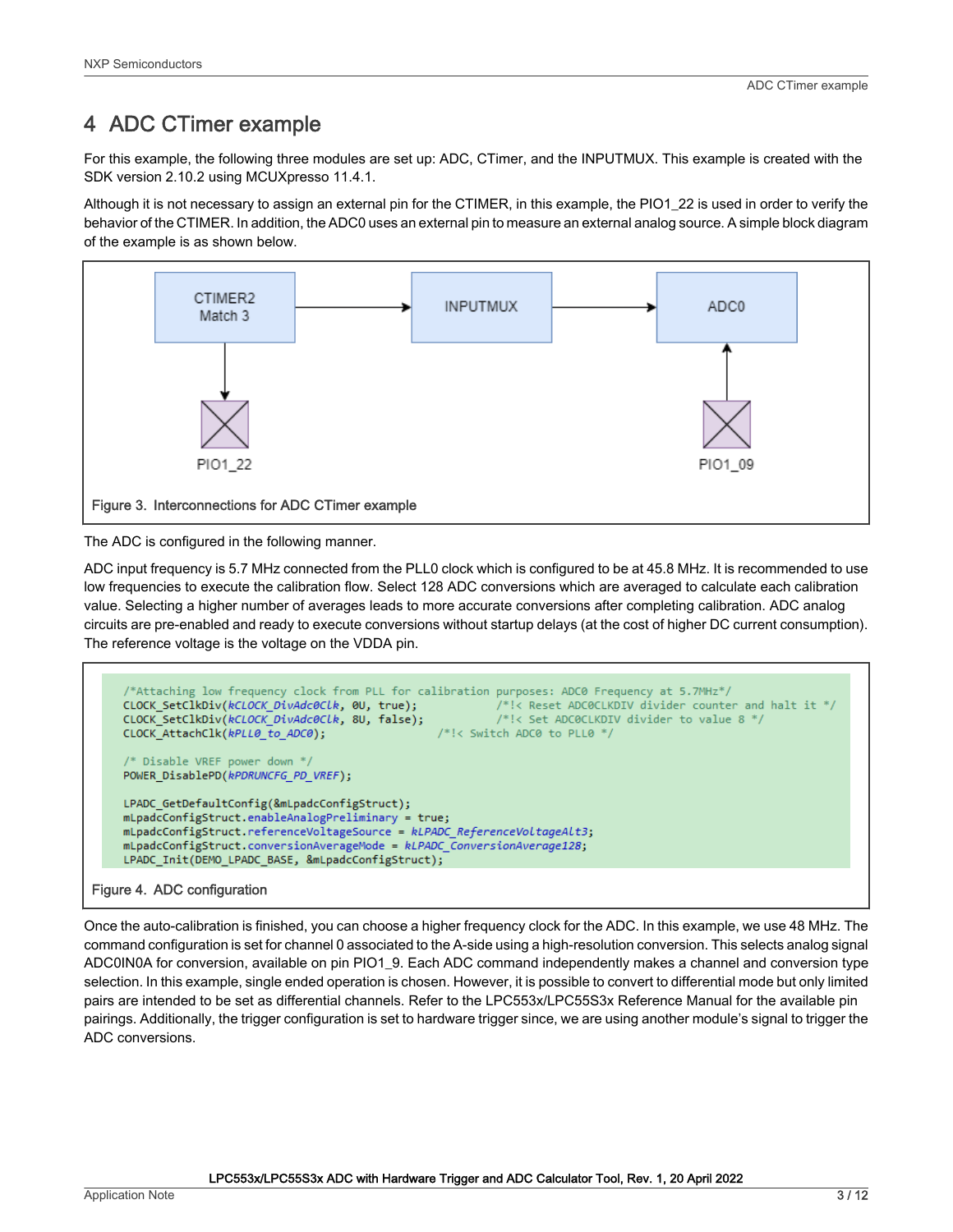## 4 ADC CTimer example

For this example, the following three modules are set up: ADC, CTimer, and the INPUTMUX. This example is created with the SDK version 2.10.2 using MCUXpresso 11.4.1.

Although it is not necessary to assign an external pin for the CTIMER, in this example, the PIO1_22 is used in order to verify the behavior of the CTIMER. In addition, the ADC0 uses an external pin to measure an external analog source. A simple block diagram of the example is as shown below.

CTIMER2 Match 3

INPUTMUX

ADC0

PIO1_22

PIO1_09

Figure 3. Interconnections for ADC CTimer example

The ADC is configured in the following manner.

ADC input frequency is 5.7 MHz connected from the PLL0 clock which is configured to be at 45.8 MHz. It is recommended to use low frequencies to execute the calibration flow. Select 128 ADC conversions which are averaged to calculate each calibration value. Selecting a higher number of averages leads to more accurate conversions after completing calibration. ADC analog circuits are pre-enabled and ready to execute conversions without startup delays (at the cost of higher DC current consumption). The reference voltage is the voltage on the VDDA pin.

```
/*Attaching low frequency clock from PLL for calibration purposes: ADC0 Frequency at 5.7MHz*/
CLOCK_SetClkDiv(kCLOCK_DivAdc0Clk, 0U, true);          /*!< Reset ADC0CLKDIV divider counter and halt it */
CLOCK_SetClkDiv(kCLOCK_DivAdc0Clk, 8U, false);         /*!< Set ADC0CLKDIV divider to value 8 */
CLOCK_AttachClk(kPLL0_to_ADC0);                   /*!< Switch ADC0 to PLL0 */

/* Disable VREF power down */
POWER_DisablePD(kPDRUNCFG_PD_VREF);

LPADC_GetDefaultConfig(&mLpadcConfigStruct);
mLpadcConfigStruct.enableAnalogPreliminary = true;
mLpadcConfigStruct.referenceVoltageSource = kLPADC_ReferenceVoltageAlt3;
mLpadcConfigStruct.conversionAverageMode = kLPADC_ConversionAverage128;
LPADC_Init(DEMO_LPADC_BASE, &mLpadcConfigStruct);
```

Figure 4. ADC configuration

Once the auto-calibration is finished, you can choose a higher frequency clock for the ADC. In this example, we use 48 MHz. The command configuration is set for channel 0 associated to the A-side using a high-resolution conversion. This selects analog signal ADC0IN0A for conversion, available on pin PIO1_9. Each ADC command independently makes a channel and conversion type selection. In this example, single ended operation is chosen. However, it is possible to convert to differential mode but only limited pairs are intended to be set as differential channels. Refer to the LPC553x/LPC55S3x Reference Manual for the available pin pairings. Additionally, the trigger configuration is set to hardware trigger since, we are using another module's signal to trigger the ADC conversions.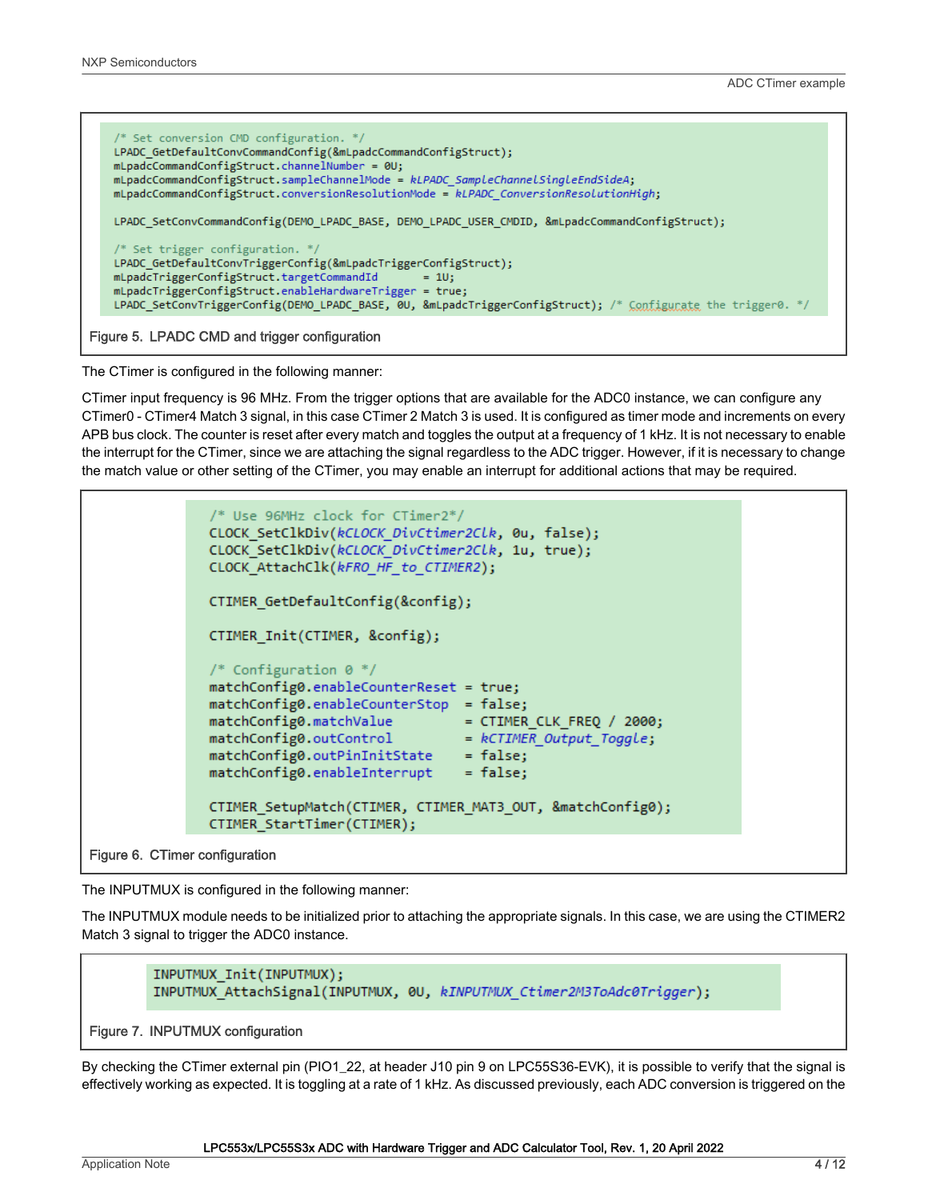```c
/* Set conversion CMD configuration. */
LPADC_GetDefaultConvCommandConfig(&mLpadcCommandConfigStruct);
mLpadcCommandConfigStruct.channelNumber = 0U;
mLpadcCommandConfigStruct.sampleChannelMode = kLPADC_SampleChannelSingleEndSideA;
mLpadcCommandConfigStruct.conversionResolutionMode = kLPADC_ConversionResolutionHigh;

LPADC_SetConvCommandConfig(DEMO_LPADC_BASE, DEMO_LPADC_USER_CMDID, &mLpadcCommandConfigStruct);

/* Set trigger configuration. */
LPADC_GetDefaultConvTriggerConfig(&mLpadcTriggerConfigStruct);
mLpadcTriggerConfigStruct.targetCommandId       = 1U;
mLpadcTriggerConfigStruct.enableHardwareTrigger = true;
LPADC_SetConvTriggerConfig(DEMO_LPADC_BASE, 0U, &mLpadcTriggerConfigStruct); /* Configurate the trigger0. */
```

Figure 5. LPADC CMD and trigger configuration

The CTimer is configured in the following manner:

CTimer input frequency is 96 MHz. From the trigger options that are available for the ADC0 instance, we can configure any CTimer0 - CTimer4 Match 3 signal, in this case CTimer 2 Match 3 is used. It is configured as timer mode and increments on every APB bus clock. The counter is reset after every match and toggles the output at a frequency of 1 kHz. It is not necessary to enable the interrupt for the CTimer, since we are attaching the signal regardless to the ADC trigger. However, if it is necessary to change the match value or other setting of the CTimer, you may enable an interrupt for additional actions that may be required.

```c
/* Use 96MHz clock for CTimer2*/
CLOCK_SetClkDiv(kCLOCK_DivCtimer2Clk, 0u, false);
CLOCK_SetClkDiv(kCLOCK_DivCtimer2Clk, 1u, true);
CLOCK_AttachClk(kFRO_HF_to_CTIMER2);

CTIMER_GetDefaultConfig(&config);

CTIMER_Init(CTIMER, &config);

/* Configuration 0 */
matchConfig0.enableCounterReset = true;
matchConfig0.enableCounterStop  = false;
matchConfig0.matchValue         = CTIMER_CLK_FREQ / 2000;
matchConfig0.outControl         = kCTIMER_Output_Toggle;
matchConfig0.outPinInitState    = false;
matchConfig0.enableInterrupt    = false;

CTIMER_SetupMatch(CTIMER, CTIMER_MAT3_OUT, &matchConfig0);
CTIMER_StartTimer(CTIMER);
```

Figure 6. CTimer configuration

The INPUTMUX is configured in the following manner:

The INPUTMUX module needs to be initialized prior to attaching the appropriate signals. In this case, we are using the CTIMER2 Match 3 signal to trigger the ADC0 instance.

```c
INPUTMUX_Init(INPUTMUX);
INPUTMUX_AttachSignal(INPUTMUX, 0U, kINPUTMUX_Ctimer2M3ToAdc0Trigger);
```

Figure 7. INPUTMUX configuration

By checking the CTimer external pin (PIO1_22, at header J10 pin 9 on LPC55S36-EVK), it is possible to verify that the signal is effectively working as expected. It is toggling at a rate of 1 kHz. As discussed previously, each ADC conversion is triggered on the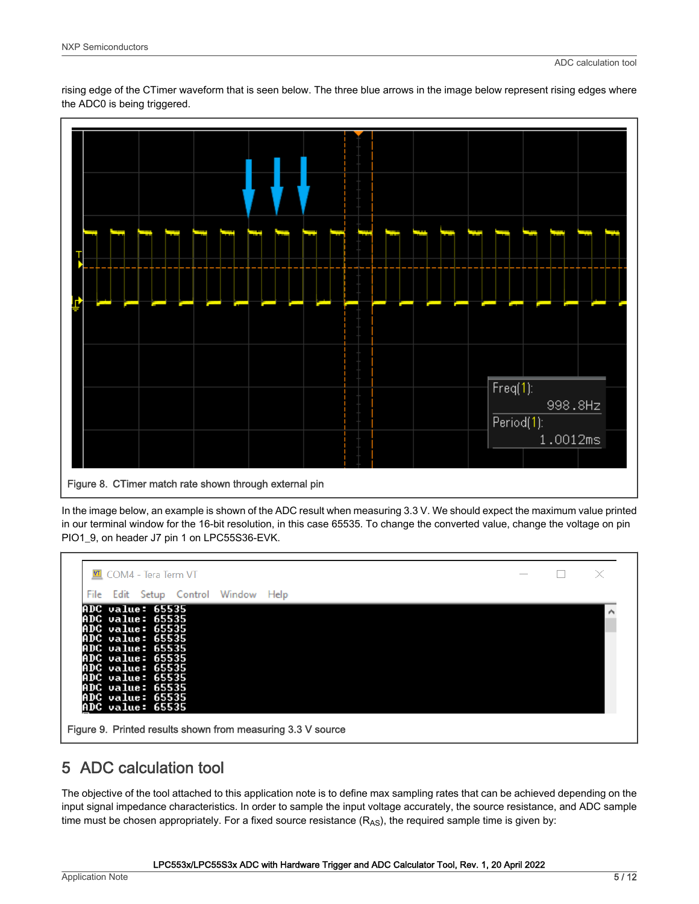rising edge of the CTimer waveform that is seen below. The three blue arrows in the image below represent rising edges where the ADC0 is being triggered.

Freq(1):
998.8Hz
Period(1):
1.0012ms

Figure 8. CTimer match rate shown through external pin

In the image below, an example is shown of the ADC result when measuring 3.3 V. We should expect the maximum value printed in our terminal window for the 16-bit resolution, in this case 65535. To change the converted value, change the voltage on pin PIO1_9, on header J7 pin 1 on LPC55S36-EVK.

```
ADC value: 65535
ADC value: 65535
ADC value: 65535
ADC value: 65535
ADC value: 65535
ADC value: 65535
ADC value: 65535
ADC value: 65535
ADC value: 65535
ADC value: 65535
ADC value: 65535
```

Figure 9. Printed results shown from measuring 3.3 V source

## 5 ADC calculation tool

The objective of the tool attached to this application note is to define max sampling rates that can be achieved depending on the input signal impedance characteristics. In order to sample the input voltage accurately, the source resistance, and ADC sample time must be chosen appropriately. For a fixed source resistance ($R_{AS}$), the required sample time is given by: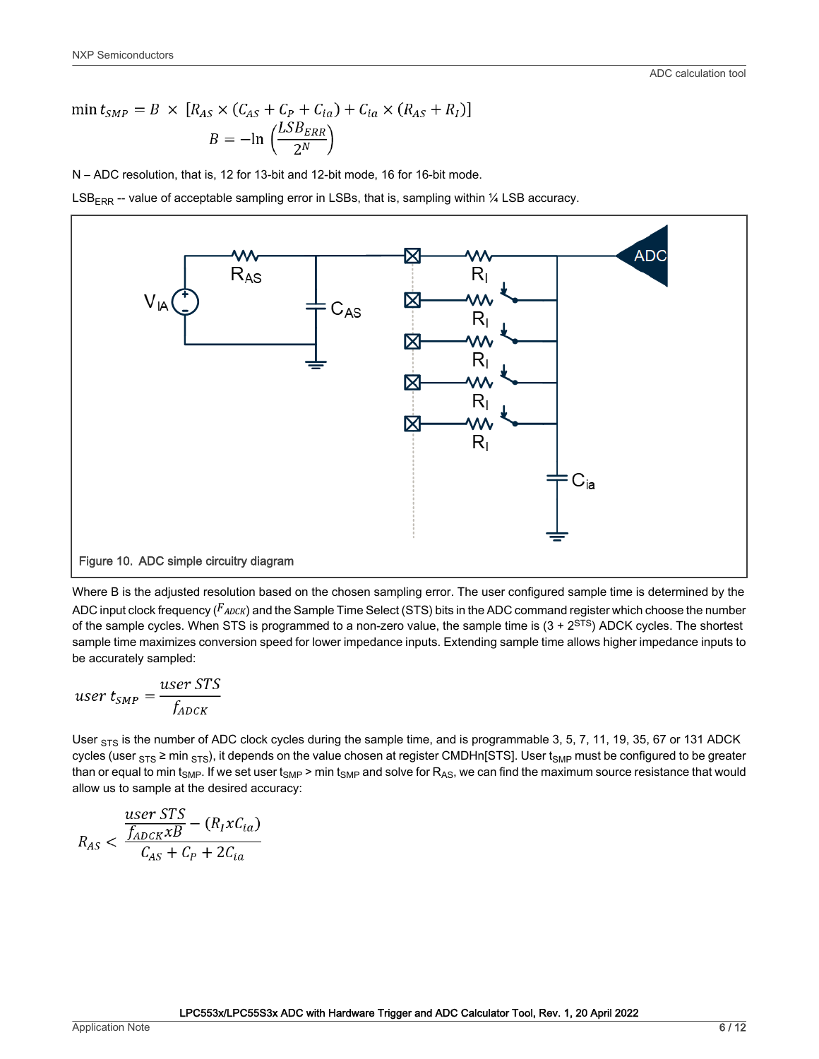$$\min t_{SMP} = B \times [R_{AS} \times (C_{AS} + C_P + C_{ia}) + C_{ia} \times (R_{AS} + R_I)]$$

$$B = -\ln\left(\frac{LSB_{ERR}}{2^N}\right)$$

N – ADC resolution, that is, 12 for 13-bit and 12-bit mode, 16 for 16-bit mode.

$LSB_{ERR}$ -- value of acceptable sampling error in LSBs, that is, sampling within ¼ LSB accuracy.

Figure 10. ADC simple circuitry diagram

Where B is the adjusted resolution based on the chosen sampling error. The user configured sample time is determined by the ADC input clock frequency ($F_{ADCK}$) and the Sample Time Select (STS) bits in the ADC command register which choose the number of the sample cycles. When STS is programmed to a non-zero value, the sample time is $(3 + 2^{STS})$ ADCK cycles. The shortest sample time maximizes conversion speed for lower impedance inputs. Extending sample time allows higher impedance inputs to be accurately sampled:

$$user\ t_{SMP} = \frac{user\ STS}{f_{ADCK}}$$

User $_{STS}$ is the number of ADC clock cycles during the sample time, and is programmable 3, 5, 7, 11, 19, 35, 67 or 131 ADCK cycles (user $_{STS}$ ≥ min $_{STS}$), it depends on the value chosen at register CMDHn[STS]. User $t_{SMP}$ must be configured to be greater than or equal to min $t_{SMP}$. If we set user $t_{SMP}$ > min $t_{SMP}$ and solve for $R_{AS}$, we can find the maximum source resistance that would allow us to sample at the desired accuracy:

$$R_{AS} < \frac{\frac{user\ STS}{f_{ADCK} x B} - (R_I x C_{ia})}{C_{AS} + C_P + 2C_{ia}}$$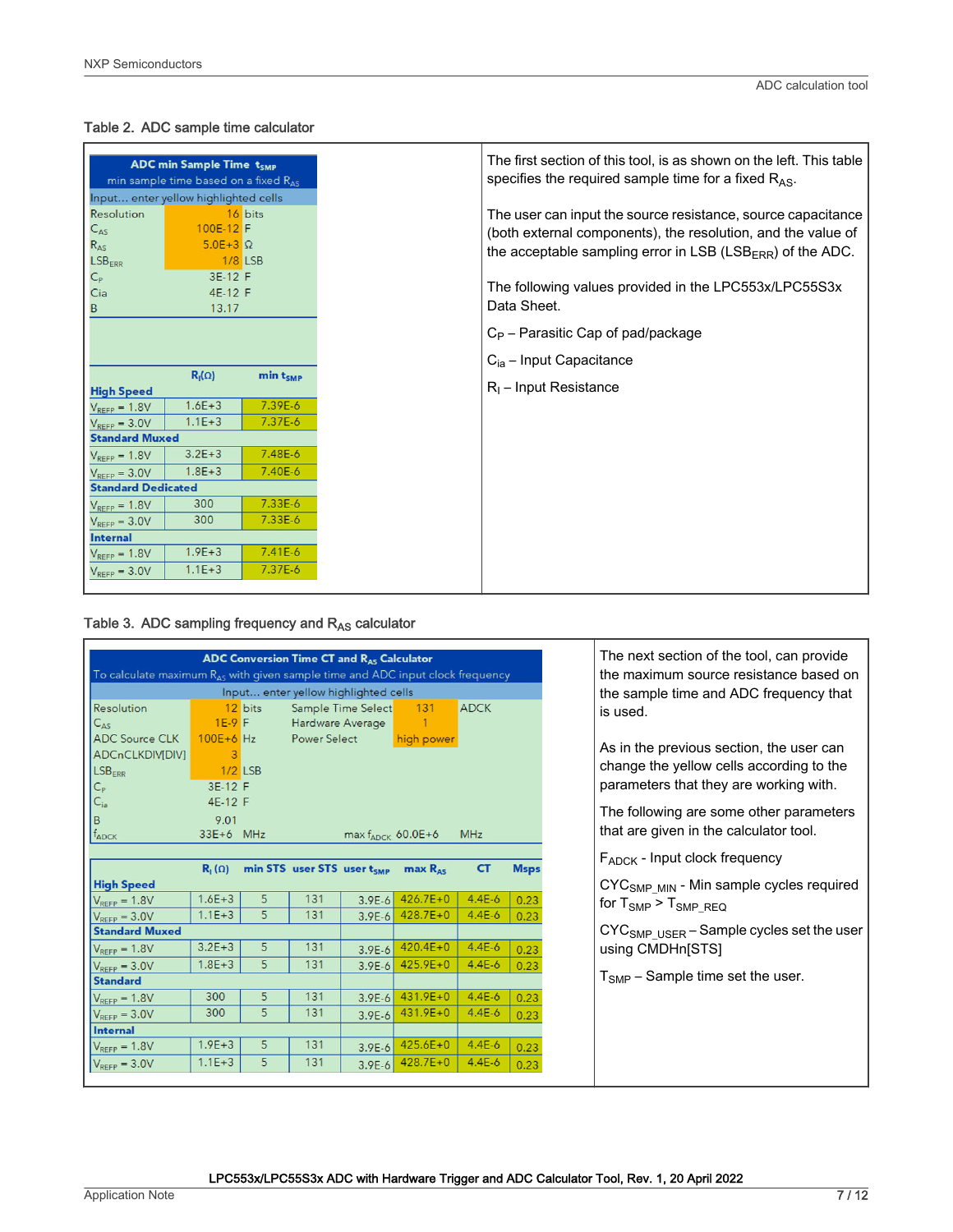Table 2. ADC sample time calculator

| | | | |
|---|---|---|---|
| **ADC min Sample Time $t_{SMP}$** | | | |
| min sample time based on a fixed $R_{AS}$ | | | |
| Input... enter yellow highlighted cells | | | |
| Resolution | 16 | bits | |
| $C_{AS}$ | 100E-12 | F | |
| $R_{AS}$ | 5.0E+3 | Ω | |
| $LSB_{ERR}$ | 1/8 | LSB | |
| $C_P$ | 3E-12 | F | |
| Cia | 4E-12 | F | |
| B | 13.17 | | |
| | $R_I$(Ω) | min $t_{SMP}$ | |
| **High Speed** | | | |
| $V_{REFP}$ = 1.8V | 1.6E+3 | 7.39E-6 | |
| $V_{REFP}$ = 3.0V | 1.1E+3 | 7.37E-6 | |
| **Standard Muxed** | | | |
| $V_{REFP}$ = 1.8V | 3.2E+3 | 7.48E-6 | |
| $V_{REFP}$ = 3.0V | 1.8E+3 | 7.40E-6 | |
| **Standard Dedicated** | | | |
| $V_{REFP}$ = 1.8V | 300 | 7.33E-6 | |
| $V_{REFP}$ = 3.0V | 300 | 7.33E-6 | |
| **Internal** | | | |
| $V_{REFP}$ = 1.8V | 1.9E+3 | 7.41E-6 | |
| $V_{REFP}$ = 3.0V | 1.1E+3 | 7.37E-6 | |

The first section of this tool, is as shown on the left. This table specifies the required sample time for a fixed $R_{AS}$.

The user can input the source resistance, source capacitance (both external components), the resolution, and the value of the acceptable sampling error in LSB ($LSB_{ERR}$) of the ADC.

The following values provided in the LPC553x/LPC55S3x Data Sheet.

$C_P$ – Parasitic Cap of pad/package

$C_{ia}$ – Input Capacitance

$R_I$ – Input Resistance

Table 3. ADC sampling frequency and $R_{AS}$ calculator

| | | | | | | | |
|---|---|---|---|---|---|---|---|
| **ADC Conversion Time CT and $R_{AS}$ Calculator** | | | | | | | |
| To calculate maximum $R_{AS}$ with given sample time and ADC input clock frequency | | | | | | | |
| Input... enter yellow highlighted cells | | | | | | | |
| Resolution | 12 bits | Sample Time Select | 131 | ADCK | | | |
| $C_{AS}$ | 1E-9 F | Hardware Average | 1 | | | | |
| ADC Source CLK | 100E+6 Hz | Power Select | high power | | | | |
| ADCnCLKDIV[DIV] | 3 | | | | | | |
| $LSB_{ERR}$ | 1/2 LSB | | | | | | |
| $C_P$ | 3E-12 F | | | | | | |
| $C_{ia}$ | 4E-12 F | | | | | | |
| B | 9.01 | | | | | | |
| $f_{ADCK}$ | 33E+6 MHz | max $f_{ADCK}$ | 60.0E+6 | MHz | | | |
| | $R_I$ (Ω) | min STS | user STS | user $t_{SMP}$ | max $R_{AS}$ | CT | Msps |
| **High Speed** | | | | | | | |
| $V_{REFP}$ = 1.8V | 1.6E+3 | 5 | 131 | 3.9E-6 | 426.7E+0 | 4.4E-6 | 0.23 |
| $V_{REFP}$ = 3.0V | 1.1E+3 | 5 | 131 | 3.9E-6 | 428.7E+0 | 4.4E-6 | 0.23 |
| **Standard Muxed** | | | | | | | |
| $V_{REFP}$ = 1.8V | 3.2E+3 | 5 | 131 | 3.9E-6 | 420.4E+0 | 4.4E-6 | 0.23 |
| $V_{REFP}$ = 3.0V | 1.8E+3 | 5 | 131 | 3.9E-6 | 425.9E+0 | 4.4E-6 | 0.23 |
| **Standard** | | | | | | | |
| $V_{REFP}$ = 1.8V | 300 | 5 | 131 | 3.9E-6 | 431.9E+0 | 4.4E-6 | 0.23 |
| $V_{REFP}$ = 3.0V | 300 | 5 | 131 | 3.9E-6 | 431.9E+0 | 4.4E-6 | 0.23 |
| **Internal** | | | | | | | |
| $V_{REFP}$ = 1.8V | 1.9E+3 | 5 | 131 | 3.9E-6 | 425.6E+0 | 4.4E-6 | 0.23 |
| $V_{REFP}$ = 3.0V | 1.1E+3 | 5 | 131 | 3.9E-6 | 428.7E+0 | 4.4E-6 | 0.23 |

The next section of the tool, can provide the maximum source resistance based on the sample time and ADC frequency that is used.

As in the previous section, the user can change the yellow cells according to the parameters that they are working with.

The following are some other parameters that are given in the calculator tool.

$F_{ADCK}$ - Input clock frequency

$CYC_{SMP\_MIN}$ - Min sample cycles required for $T_{SMP}$ > $T_{SMP\_REQ}$

$CYC_{SMP\_USER}$ – Sample cycles set the user using CMDHn[STS]

$T_{SMP}$ – Sample time set the user.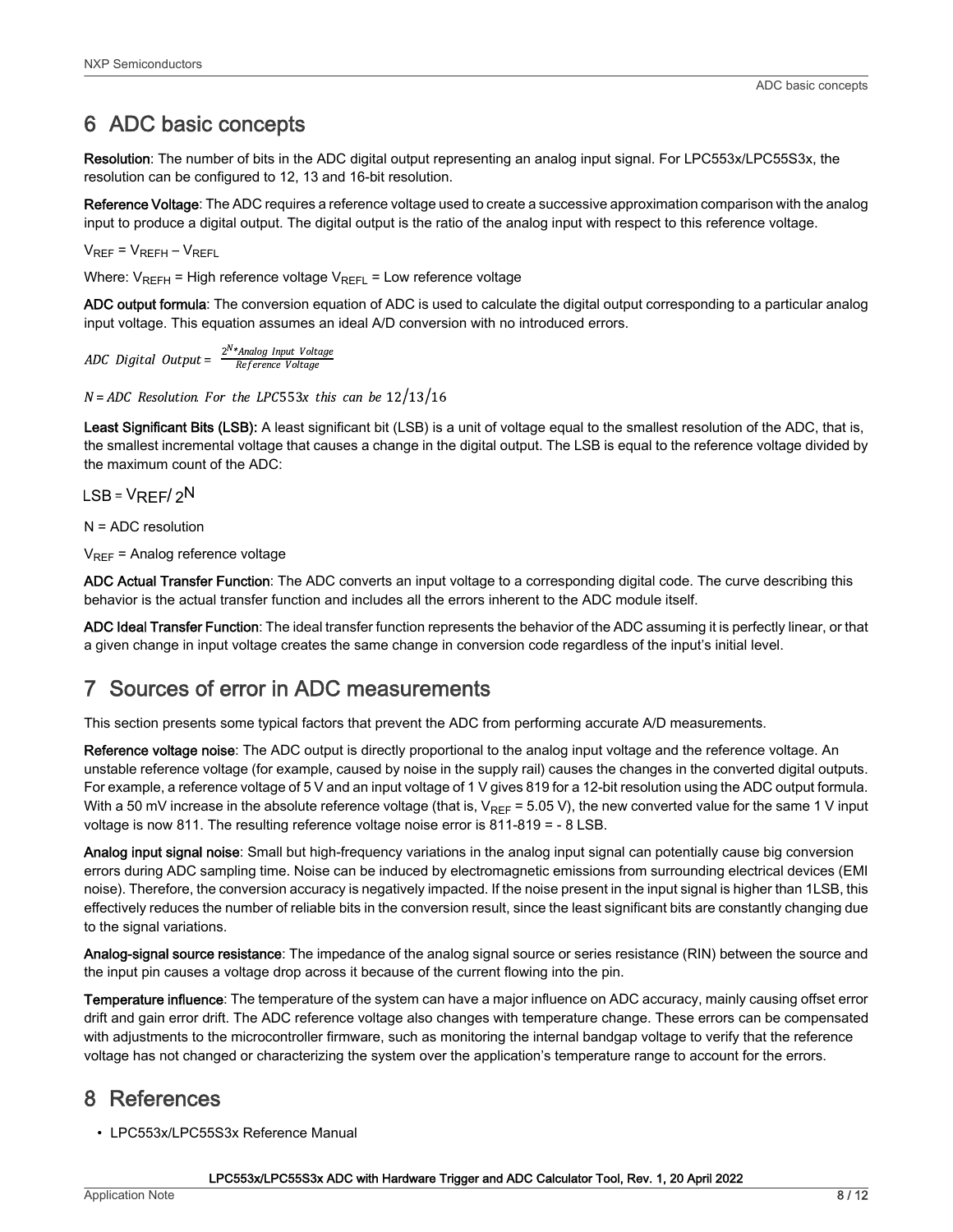# 6 ADC basic concepts

**Resolution**: The number of bits in the ADC digital output representing an analog input signal. For LPC553x/LPC55S3x, the resolution can be configured to 12, 13 and 16-bit resolution.

**Reference Voltage**: The ADC requires a reference voltage used to create a successive approximation comparison with the analog input to produce a digital output. The digital output is the ratio of the analog input with respect to this reference voltage.

$V_{REF} = V_{REFH} – V_{REFL}$

Where: $V_{REFH}$ = High reference voltage $V_{REFL}$ = Low reference voltage

**ADC output formula**: The conversion equation of ADC is used to calculate the digital output corresponding to a particular analog input voltage. This equation assumes an ideal A/D conversion with no introduced errors.

$$ADC\ Digital\ Output = \frac{2^N * Analog\ Input\ Voltage}{Reference\ Voltage}$$

$N = ADC\ Resolution.\ For\ the\ LPC553x\ this\ can\ be\ 12/13/16$

**Least Significant Bits (LSB):** A least significant bit (LSB) is a unit of voltage equal to the smallest resolution of the ADC, that is, the smallest incremental voltage that causes a change in the digital output. The LSB is equal to the reference voltage divided by the maximum count of the ADC:

$LSB = V_{REF} / 2^N$

N = ADC resolution

$V_{REF}$ = Analog reference voltage

**ADC Actual Transfer Function**: The ADC converts an input voltage to a corresponding digital code. The curve describing this behavior is the actual transfer function and includes all the errors inherent to the ADC module itself.

**ADC Ideal Transfer Function**: The ideal transfer function represents the behavior of the ADC assuming it is perfectly linear, or that a given change in input voltage creates the same change in conversion code regardless of the input's initial level.

# 7 Sources of error in ADC measurements

This section presents some typical factors that prevent the ADC from performing accurate A/D measurements.

**Reference voltage noise**: The ADC output is directly proportional to the analog input voltage and the reference voltage. An unstable reference voltage (for example, caused by noise in the supply rail) causes the changes in the converted digital outputs. For example, a reference voltage of 5 V and an input voltage of 1 V gives 819 for a 12-bit resolution using the ADC output formula. With a 50 mV increase in the absolute reference voltage (that is, $V_{REF}$ = 5.05 V), the new converted value for the same 1 V input voltage is now 811. The resulting reference voltage noise error is 811-819 = - 8 LSB.

**Analog input signal noise**: Small but high-frequency variations in the analog input signal can potentially cause big conversion errors during ADC sampling time. Noise can be induced by electromagnetic emissions from surrounding electrical devices (EMI noise). Therefore, the conversion accuracy is negatively impacted. If the noise present in the input signal is higher than 1LSB, this effectively reduces the number of reliable bits in the conversion result, since the least significant bits are constantly changing due to the signal variations.

**Analog-signal source resistance**: The impedance of the analog signal source or series resistance (RIN) between the source and the input pin causes a voltage drop across it because of the current flowing into the pin.

**Temperature influence**: The temperature of the system can have a major influence on ADC accuracy, mainly causing offset error drift and gain error drift. The ADC reference voltage also changes with temperature change. These errors can be compensated with adjustments to the microcontroller firmware, such as monitoring the internal bandgap voltage to verify that the reference voltage has not changed or characterizing the system over the application's temperature range to account for the errors.

# 8 References

- LPC553x/LPC55S3x Reference Manual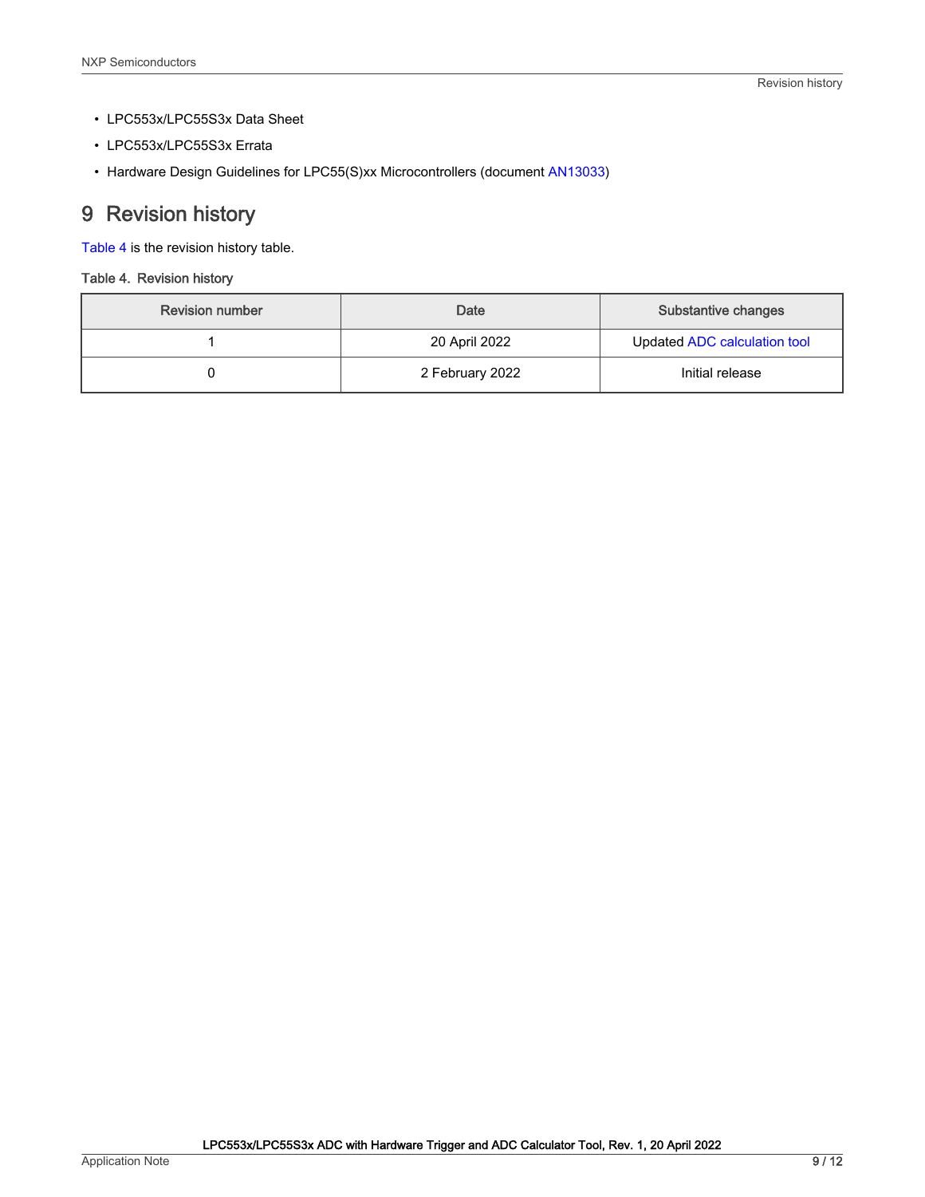- LPC553x/LPC55S3x Data Sheet
- LPC553x/LPC55S3x Errata
- Hardware Design Guidelines for LPC55(S)xx Microcontrollers (document AN13033)

# 9 Revision history

Table 4 is the revision history table.

Table 4. Revision history

| Revision number | Date | Substantive changes |
|---|---|---|
| 1 | 20 April 2022 | Updated ADC calculation tool |
| 0 | 2 February 2022 | Initial release |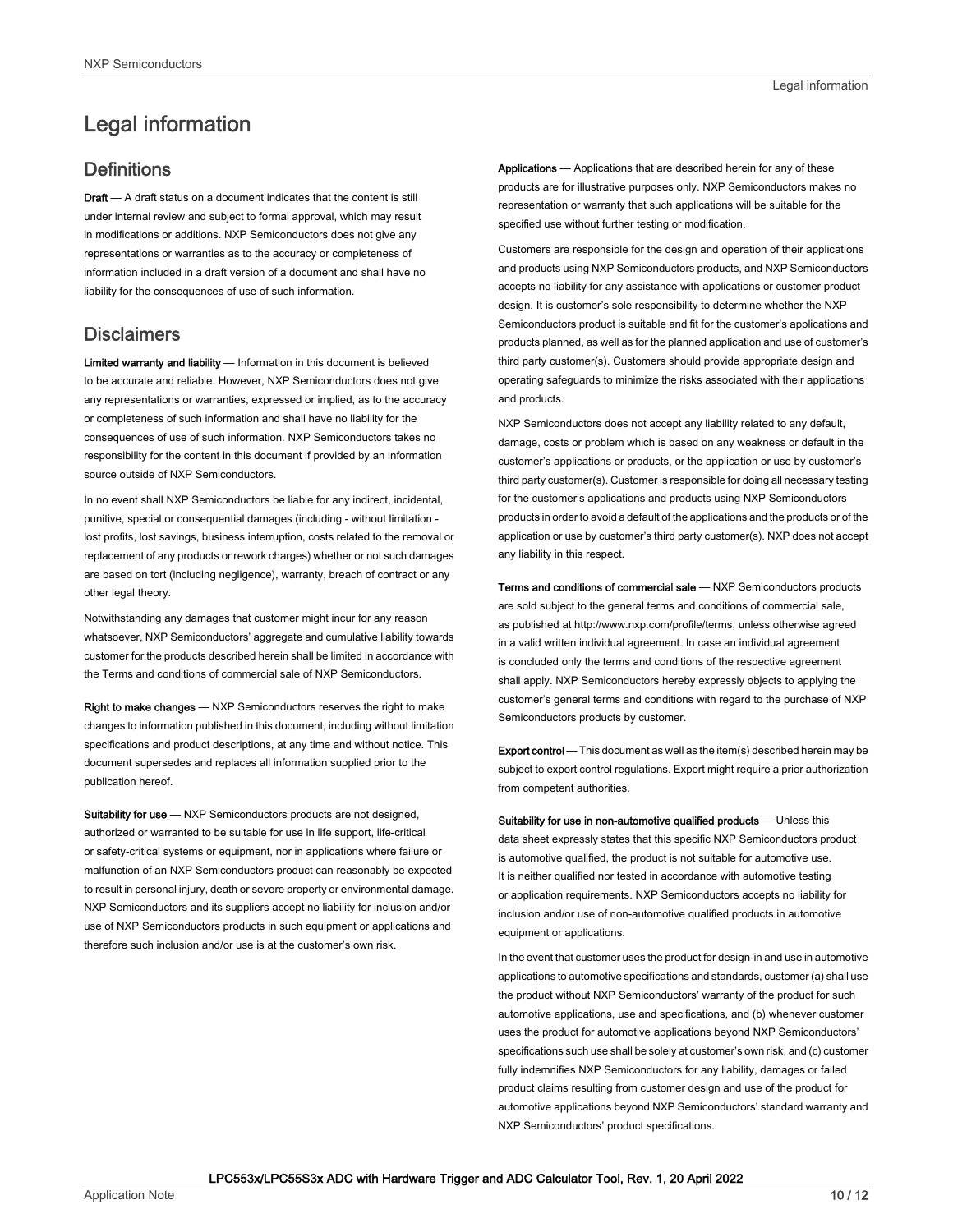# Legal information

## Definitions

**Draft** — A draft status on a document indicates that the content is still under internal review and subject to formal approval, which may result in modifications or additions. NXP Semiconductors does not give any representations or warranties as to the accuracy or completeness of information included in a draft version of a document and shall have no liability for the consequences of use of such information.

## Disclaimers

**Limited warranty and liability** — Information in this document is believed to be accurate and reliable. However, NXP Semiconductors does not give any representations or warranties, expressed or implied, as to the accuracy or completeness of such information and shall have no liability for the consequences of use of such information. NXP Semiconductors takes no responsibility for the content in this document if provided by an information source outside of NXP Semiconductors.

In no event shall NXP Semiconductors be liable for any indirect, incidental, punitive, special or consequential damages (including - without limitation - lost profits, lost savings, business interruption, costs related to the removal or replacement of any products or rework charges) whether or not such damages are based on tort (including negligence), warranty, breach of contract or any other legal theory.

Notwithstanding any damages that customer might incur for any reason whatsoever, NXP Semiconductors' aggregate and cumulative liability towards customer for the products described herein shall be limited in accordance with the Terms and conditions of commercial sale of NXP Semiconductors.

**Right to make changes** — NXP Semiconductors reserves the right to make changes to information published in this document, including without limitation specifications and product descriptions, at any time and without notice. This document supersedes and replaces all information supplied prior to the publication hereof.

**Suitability for use** — NXP Semiconductors products are not designed, authorized or warranted to be suitable for use in life support, life-critical or safety-critical systems or equipment, nor in applications where failure or malfunction of an NXP Semiconductors product can reasonably be expected to result in personal injury, death or severe property or environmental damage. NXP Semiconductors and its suppliers accept no liability for inclusion and/or use of NXP Semiconductors products in such equipment or applications and therefore such inclusion and/or use is at the customer's own risk.

**Applications** — Applications that are described herein for any of these products are for illustrative purposes only. NXP Semiconductors makes no representation or warranty that such applications will be suitable for the specified use without further testing or modification.

Customers are responsible for the design and operation of their applications and products using NXP Semiconductors products, and NXP Semiconductors accepts no liability for any assistance with applications or customer product design. It is customer's sole responsibility to determine whether the NXP Semiconductors product is suitable and fit for the customer's applications and products planned, as well as for the planned application and use of customer's third party customer(s). Customers should provide appropriate design and operating safeguards to minimize the risks associated with their applications and products.

NXP Semiconductors does not accept any liability related to any default, damage, costs or problem which is based on any weakness or default in the customer's applications or products, or the application or use by customer's third party customer(s). Customer is responsible for doing all necessary testing for the customer's applications and products using NXP Semiconductors products in order to avoid a default of the applications and the products or of the application or use by customer's third party customer(s). NXP does not accept any liability in this respect.

**Terms and conditions of commercial sale** — NXP Semiconductors products are sold subject to the general terms and conditions of commercial sale, as published at http://www.nxp.com/profile/terms, unless otherwise agreed in a valid written individual agreement. In case an individual agreement is concluded only the terms and conditions of the respective agreement shall apply. NXP Semiconductors hereby expressly objects to applying the customer's general terms and conditions with regard to the purchase of NXP Semiconductors products by customer.

**Export control** — This document as well as the item(s) described herein may be subject to export control regulations. Export might require a prior authorization from competent authorities.

**Suitability for use in non-automotive qualified products** — Unless this data sheet expressly states that this specific NXP Semiconductors product is automotive qualified, the product is not suitable for automotive use. It is neither qualified nor tested in accordance with automotive testing or application requirements. NXP Semiconductors accepts no liability for inclusion and/or use of non-automotive qualified products in automotive equipment or applications.

In the event that customer uses the product for design-in and use in automotive applications to automotive specifications and standards, customer (a) shall use the product without NXP Semiconductors' warranty of the product for such automotive applications, use and specifications, and (b) whenever customer uses the product for automotive applications beyond NXP Semiconductors' specifications such use shall be solely at customer's own risk, and (c) customer fully indemnifies NXP Semiconductors for any liability, damages or failed product claims resulting from customer design and use of the product for automotive applications beyond NXP Semiconductors' standard warranty and NXP Semiconductors' product specifications.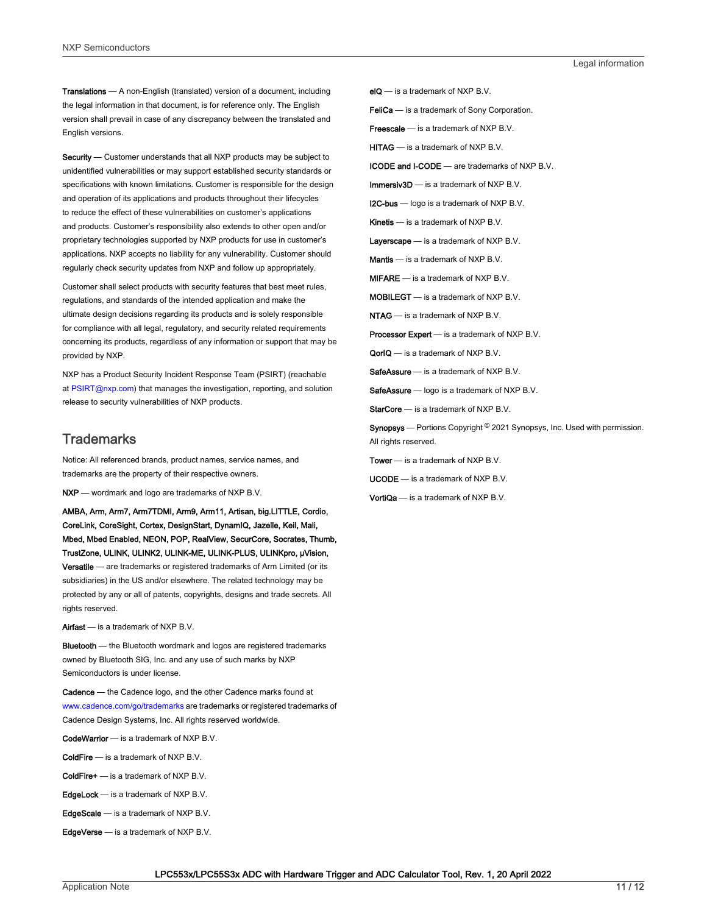**Translations** — A non-English (translated) version of a document, including the legal information in that document, is for reference only. The English version shall prevail in case of any discrepancy between the translated and English versions.

**Security** — Customer understands that all NXP products may be subject to unidentified vulnerabilities or may support established security standards or specifications with known limitations. Customer is responsible for the design and operation of its applications and products throughout their lifecycles to reduce the effect of these vulnerabilities on customer's applications and products. Customer's responsibility also extends to other open and/or proprietary technologies supported by NXP products for use in customer's applications. NXP accepts no liability for any vulnerability. Customer should regularly check security updates from NXP and follow up appropriately.

Customer shall select products with security features that best meet rules, regulations, and standards of the intended application and make the ultimate design decisions regarding its products and is solely responsible for compliance with all legal, regulatory, and security related requirements concerning its products, regardless of any information or support that may be provided by NXP.

NXP has a Product Security Incident Response Team (PSIRT) (reachable at PSIRT@nxp.com) that manages the investigation, reporting, and solution release to security vulnerabilities of NXP products.

## Trademarks

Notice: All referenced brands, product names, service names, and trademarks are the property of their respective owners.

**NXP** — wordmark and logo are trademarks of NXP B.V.

**AMBA, Arm, Arm7, Arm7TDMI, Arm9, Arm11, Artisan, big.LITTLE, Cordio, CoreLink, CoreSight, Cortex, DesignStart, DynamIQ, Jazelle, Keil, Mali, Mbed, Mbed Enabled, NEON, POP, RealView, SecurCore, Socrates, Thumb, TrustZone, ULINK, ULINK2, ULINK-ME, ULINK-PLUS, ULINKpro, µVision, Versatile** — are trademarks or registered trademarks of Arm Limited (or its subsidiaries) in the US and/or elsewhere. The related technology may be protected by any or all of patents, copyrights, designs and trade secrets. All rights reserved.

**Airfast** — is a trademark of NXP B.V.

**Bluetooth** — the Bluetooth wordmark and logos are registered trademarks owned by Bluetooth SIG, Inc. and any use of such marks by NXP Semiconductors is under license.

**Cadence** — the Cadence logo, and the other Cadence marks found at www.cadence.com/go/trademarks are trademarks or registered trademarks of Cadence Design Systems, Inc. All rights reserved worldwide.

**CodeWarrior** — is a trademark of NXP B.V.

**ColdFire** — is a trademark of NXP B.V.

**ColdFire+** — is a trademark of NXP B.V.

**EdgeLock** — is a trademark of NXP B.V.

**EdgeScale** — is a trademark of NXP B.V.

**EdgeVerse** — is a trademark of NXP B.V.

**eIQ** — is a trademark of NXP B.V.

**FeliCa** — is a trademark of Sony Corporation.

**Freescale** — is a trademark of NXP B.V.

**HITAG** — is a trademark of NXP B.V.

**ICODE and I-CODE** — are trademarks of NXP B.V.

**Immersiv3D** — is a trademark of NXP B.V.

**I2C-bus** — logo is a trademark of NXP B.V.

**Kinetis** — is a trademark of NXP B.V.

**Layerscape** — is a trademark of NXP B.V.

**Mantis** — is a trademark of NXP B.V.

**MIFARE** — is a trademark of NXP B.V.

**MOBILEGT** — is a trademark of NXP B.V.

**NTAG** — is a trademark of NXP B.V.

**Processor Expert** — is a trademark of NXP B.V.

**QorIQ** — is a trademark of NXP B.V.

**SafeAssure** — is a trademark of NXP B.V.

**SafeAssure** — logo is a trademark of NXP B.V.

**StarCore** — is a trademark of NXP B.V.

**Synopsys** — Portions Copyright © 2021 Synopsys, Inc. Used with permission. All rights reserved.

**Tower** — is a trademark of NXP B.V.

**UCODE** — is a trademark of NXP B.V.

**VortiQa** — is a trademark of NXP B.V.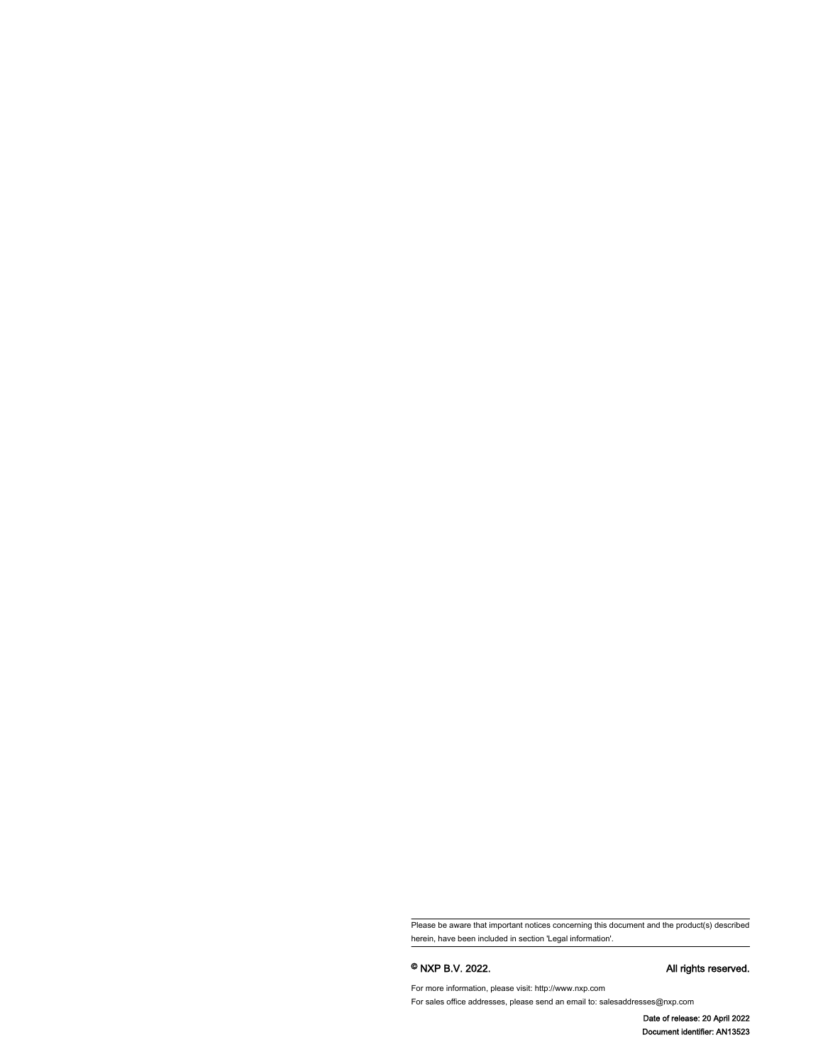Please be aware that important notices concerning this document and the product(s) described herein, have been included in section 'Legal information'.

© NXP B.V. 2022. All rights reserved.

For more information, please visit: http://www.nxp.com

For sales office addresses, please send an email to: salesaddresses@nxp.com

**Date of release: 20 April 2022**

**Document identifier: AN13523**